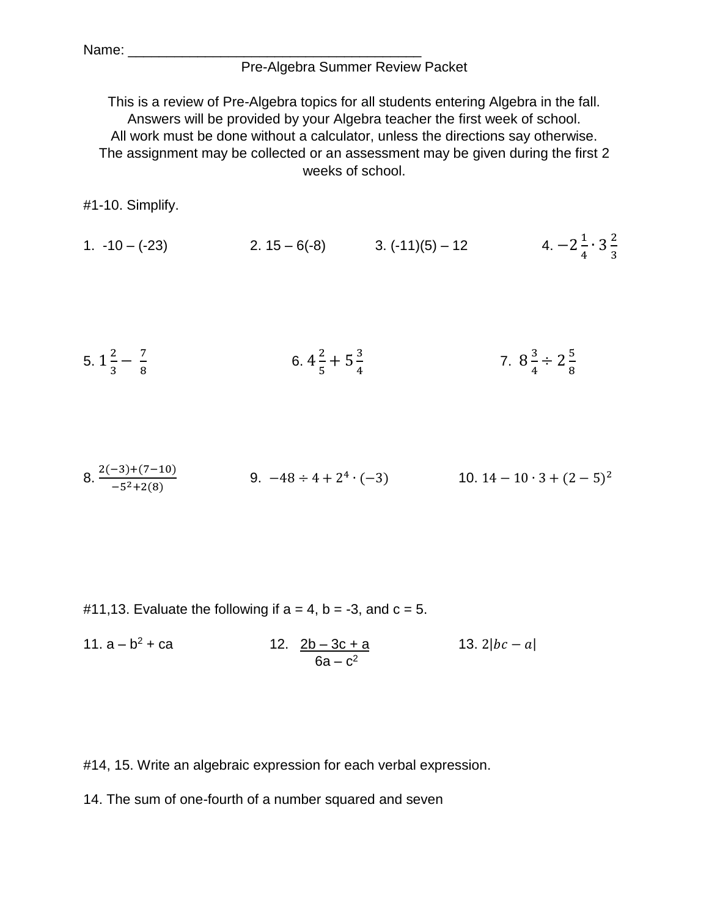Name: ______________________________________

Pre-Algebra Summer Review Packet

This is a review of Pre-Algebra topics for all students entering Algebra in the fall.
Answers will be provided by your Algebra teacher the first week of school.
All work must be done without a calculator, unless the directions say otherwise.
The assignment may be collected or an assessment may be given during the first 2 weeks of school.

#1-10. Simplify.

1. -10 – (-23)

2. 15 – 6(-8)

3. (-11)(5) – 12

4. $-2\frac{1}{4} \cdot 3\frac{2}{3}$

5. $1\frac{2}{3} - \frac{7}{8}$

6. $4\frac{2}{5} + 5\frac{3}{4}$

7. $8\frac{3}{4} \div 2\frac{5}{8}$

8. $\frac{2(-3)+(7-10)}{-5^2+2(8)}$

9. $-48 \div 4 + 2^4 \cdot (-3)$

10. $14 - 10 \cdot 3 + (2-5)^2$

#11,13. Evaluate the following if a = 4, b = -3, and c = 5.

11. $a - b^2 + ca$

12. $\frac{2b - 3c + a}{6a - c^2}$

13. $2|bc - a|$

#14, 15. Write an algebraic expression for each verbal expression.

14. The sum of one-fourth of a number squared and seven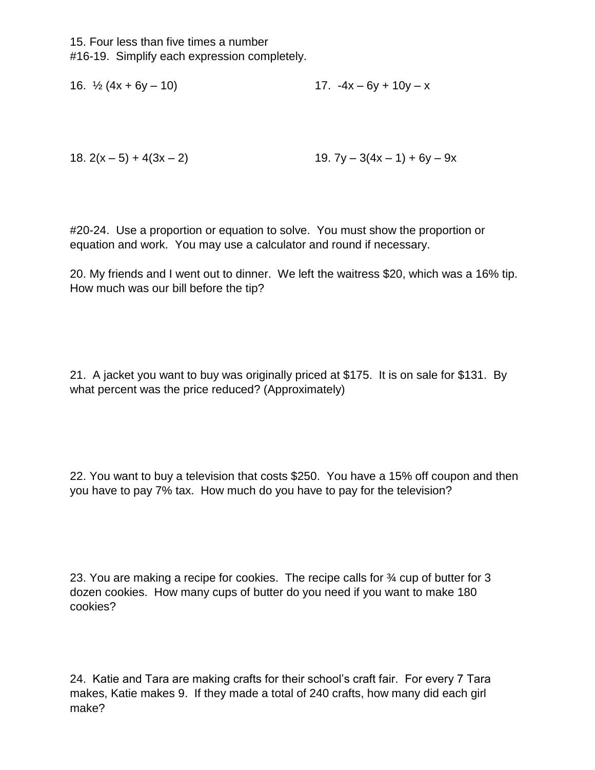15. Four less than five times a number

#16-19. Simplify each expression completely.

16. $\frac{1}{2}(4x + 6y - 10)$

17. $-4x - 6y + 10y - x$

18. $2(x - 5) + 4(3x - 2)$

19. $7y - 3(4x - 1) + 6y - 9x$

#20-24. Use a proportion or equation to solve. You must show the proportion or equation and work. You may use a calculator and round if necessary.

20. My friends and I went out to dinner. We left the waitress $20, which was a 16% tip. How much was our bill before the tip?

21. A jacket you want to buy was originally priced at $175. It is on sale for $131. By what percent was the price reduced? (Approximately)

22. You want to buy a television that costs $250. You have a 15% off coupon and then you have to pay 7% tax. How much do you have to pay for the television?

23. You are making a recipe for cookies. The recipe calls for ¾ cup of butter for 3 dozen cookies. How many cups of butter do you need if you want to make 180 cookies?

24. Katie and Tara are making crafts for their school's craft fair. For every 7 Tara makes, Katie makes 9. If they made a total of 240 crafts, how many did each girl make?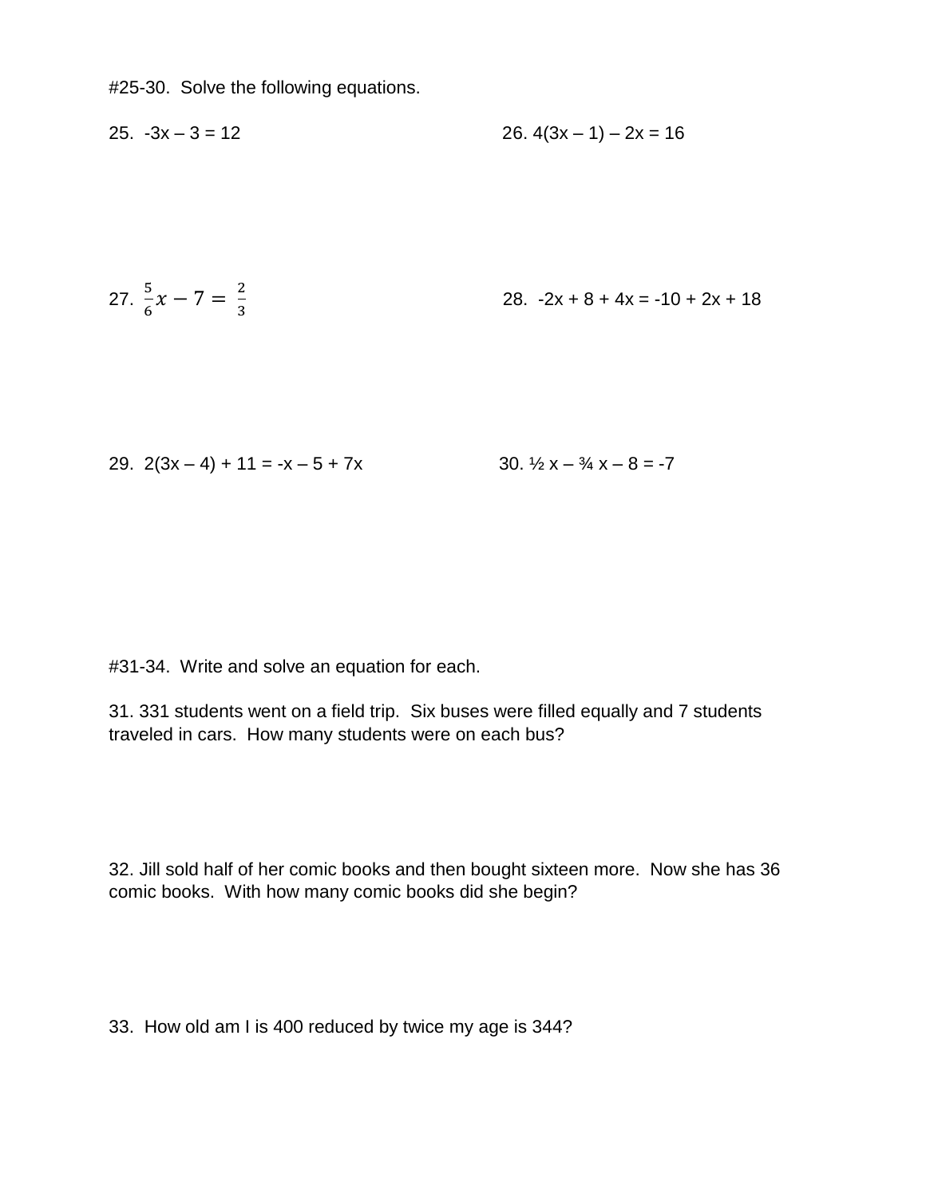#25-30. Solve the following equations.

25. $-3x - 3 = 12$

26. $4(3x - 1) - 2x = 16$

27. $\frac{5}{6}x - 7 = \frac{2}{3}$

28. $-2x + 8 + 4x = -10 + 2x + 18$

29. $2(3x - 4) + 11 = -x - 5 + 7x$

30. $\frac{1}{2}x - \frac{3}{4}x - 8 = -7$

#31-34. Write and solve an equation for each.

31. 331 students went on a field trip. Six buses were filled equally and 7 students traveled in cars. How many students were on each bus?

32. Jill sold half of her comic books and then bought sixteen more. Now she has 36 comic books. With how many comic books did she begin?

33. How old am I is 400 reduced by twice my age is 344?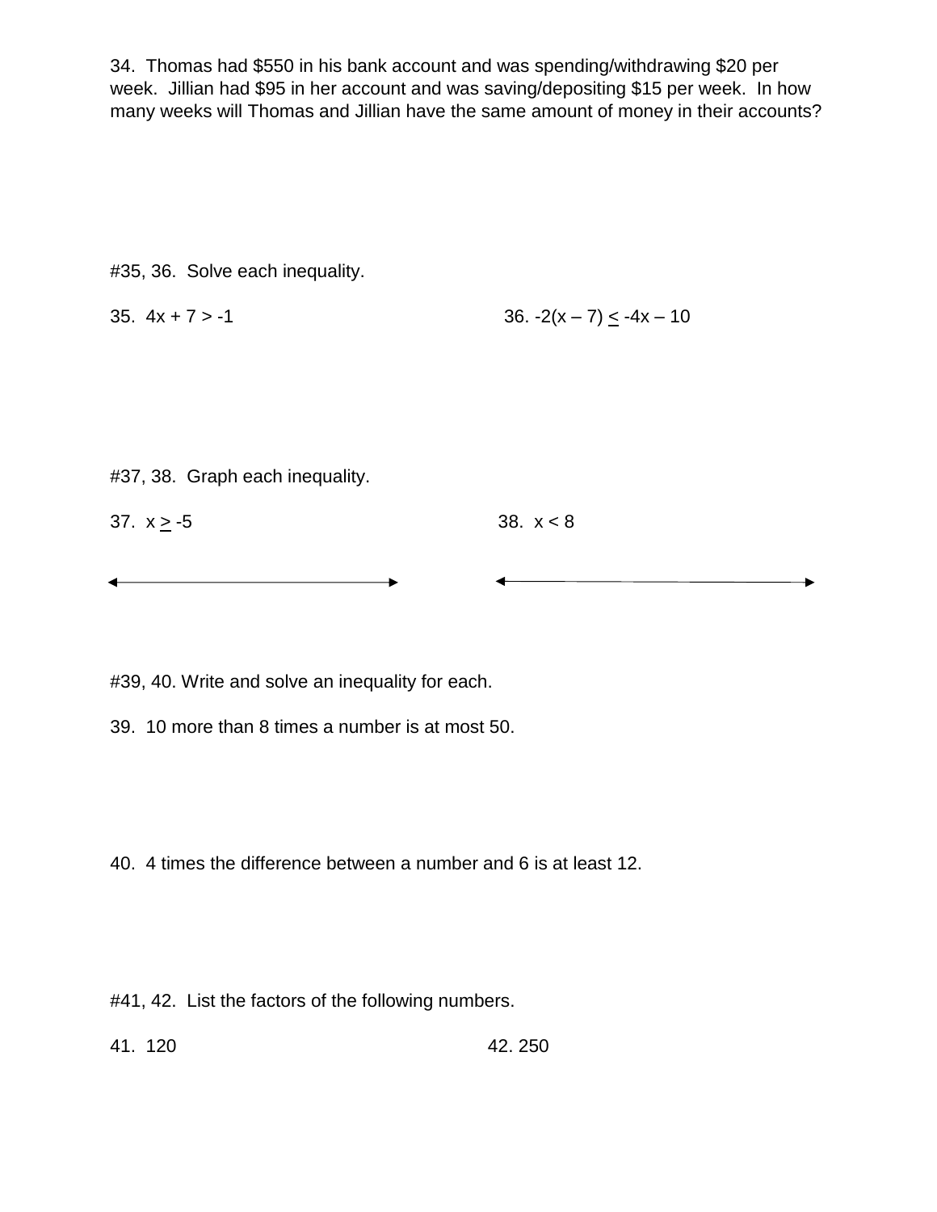34. Thomas had $550 in his bank account and was spending/withdrawing $20 per week. Jillian had $95 in her account and was saving/depositing $15 per week. In how many weeks will Thomas and Jillian have the same amount of money in their accounts?

#35, 36. Solve each inequality.

35. $4x + 7 > -1$

36. $-2(x - 7) \leq -4x - 10$

#37, 38. Graph each inequality.

37. $x \geq -5$

38. $x < 8$

#39, 40. Write and solve an inequality for each.

39. 10 more than 8 times a number is at most 50.

40. 4 times the difference between a number and 6 is at least 12.

#41, 42. List the factors of the following numbers.

41. 120

42. 250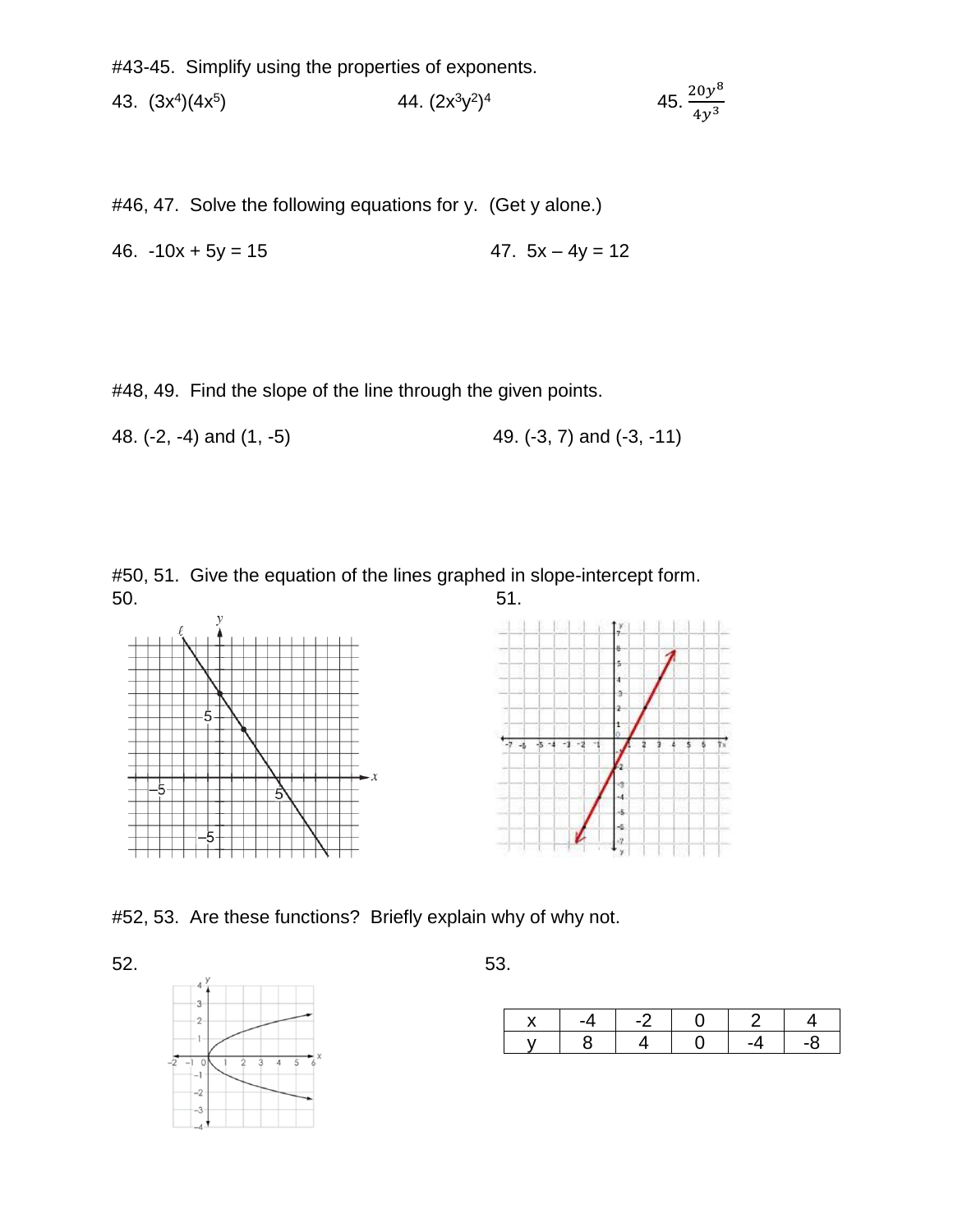#43-45. Simplify using the properties of exponents.

43. $(3x^4)(4x^5)$

44. $(2x^3y^2)^4$

45. $\frac{20y^8}{4y^3}$

#46, 47. Solve the following equations for y. (Get y alone.)

46. $-10x + 5y = 15$

47. $5x - 4y = 12$

#48, 49. Find the slope of the line through the given points.

48. (-2, -4) and (1, -5)

49. (-3, 7) and (-3, -11)

#50, 51. Give the equation of the lines graphed in slope-intercept form.

50.

51.

#52, 53. Are these functions? Briefly explain why of why not.

52.

53.

| x | -4 | -2 | 0 | 2 | 4 |
|---|---|---|---|---|---|
| y | 8 | 4 | 0 | -4 | -8 |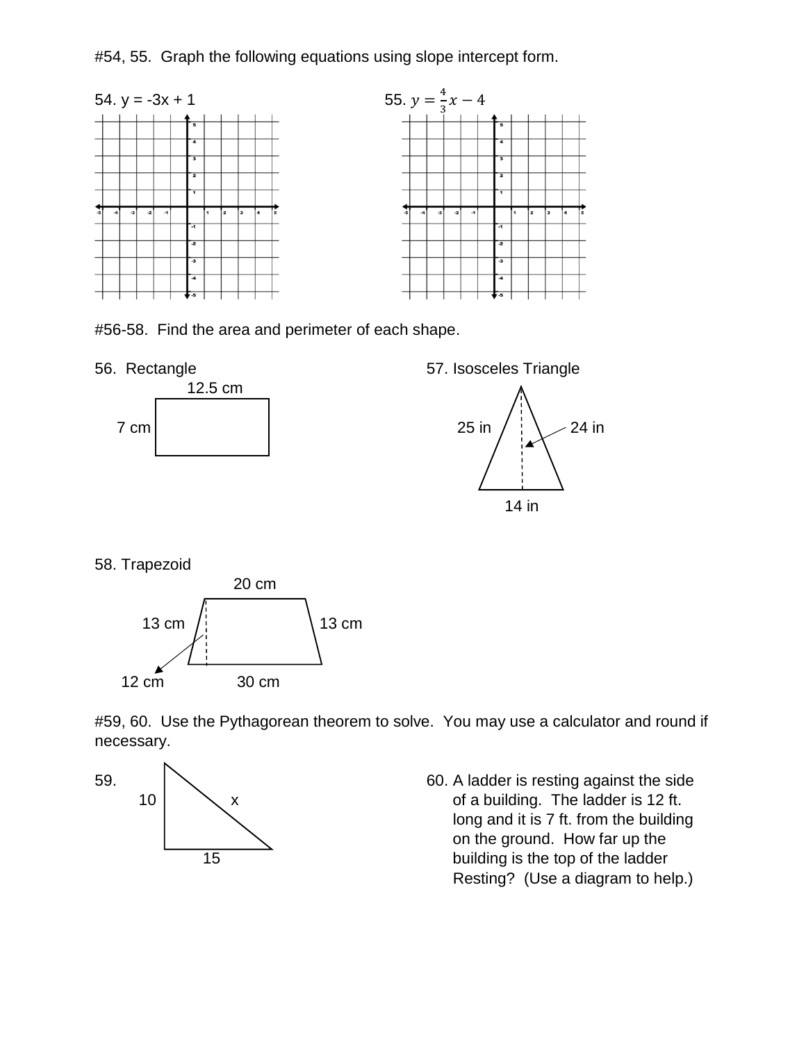#54, 55. Graph the following equations using slope intercept form.

54. y = -3x + 1

55. $y = \frac{4}{3}x - 4$

#56-58. Find the area and perimeter of each shape.

56. Rectangle

12.5 cm

7 cm

57. Isosceles Triangle

25 in

24 in

14 in

58. Trapezoid

20 cm

13 cm

13 cm

12 cm

30 cm

#59, 60. Use the Pythagorean theorem to solve. You may use a calculator and round if necessary.

59.

10

x

15

60. A ladder is resting against the side of a building. The ladder is 12 ft. long and it is 7 ft. from the building on the ground. How far up the building is the top of the ladder Resting? (Use a diagram to help.)